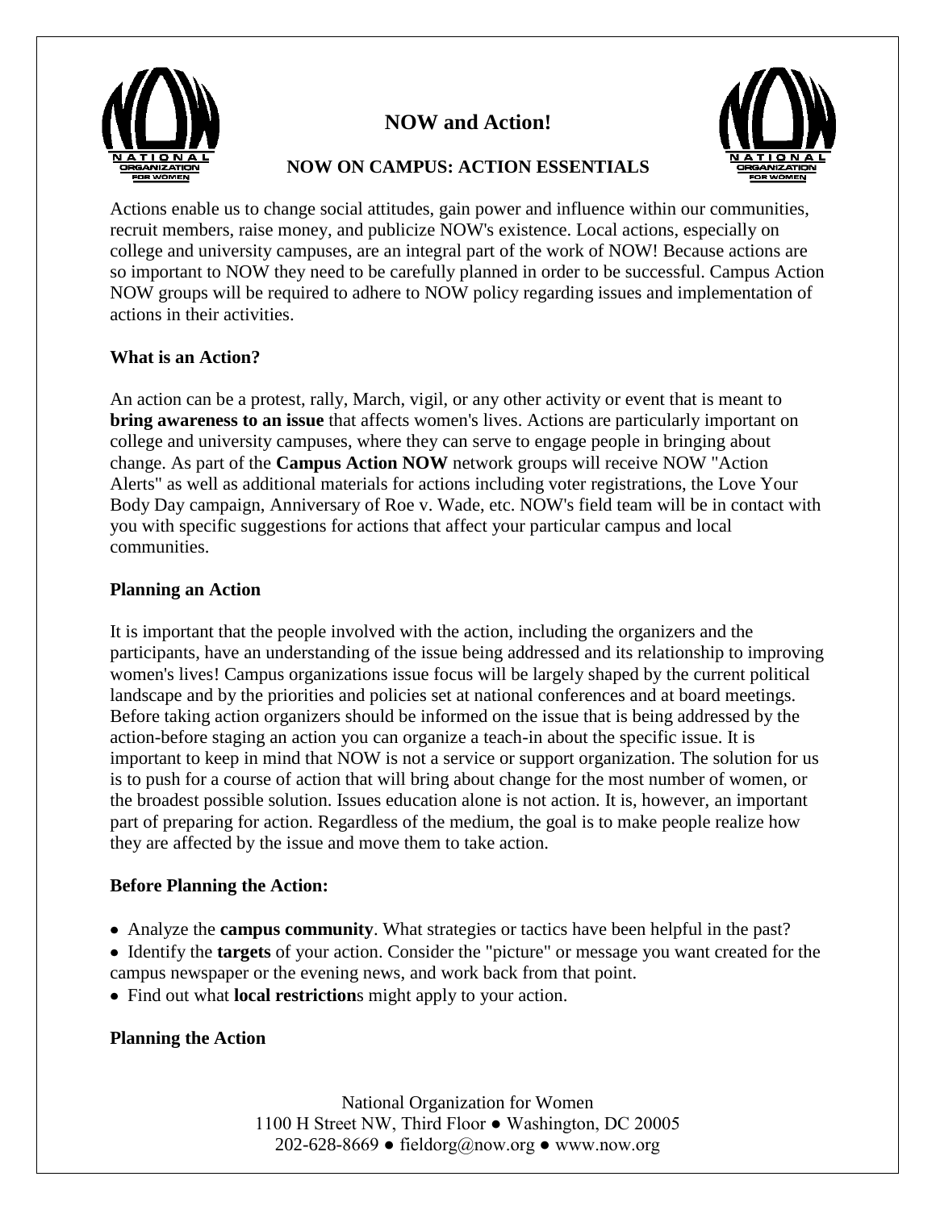# NOW and Action!

## NOW ON CAMPUS: ACTION ESSENTIALS

Actions enable us to change social attitudes, gain power and influence within our communities, recruit members, raise money, and publicize NOW's existence. Local actions, especially on college and university campuses, are an integral part of the work of NOW! Because actions are so important to NOW they need to be carefully planned in order to be successful. Campus Action NOW groups will be required to adhere to NOW policy regarding issues and implementation of actions in their activities.

**What is an Action?**

An action can be a protest, rally, March, vigil, or any other activity or event that is meant to **bring awareness to an issue** that affects women's lives. Actions are particularly important on college and university campuses, where they can serve to engage people in bringing about change. As part of the **Campus Action NOW** network groups will receive NOW "Action Alerts" as well as additional materials for actions including voter registrations, the Love Your Body Day campaign, Anniversary of Roe v. Wade, etc. NOW's field team will be in contact with you with specific suggestions for actions that affect your particular campus and local communities.

**Planning an Action**

It is important that the people involved with the action, including the organizers and the participants, have an understanding of the issue being addressed and its relationship to improving women's lives! Campus organizations issue focus will be largely shaped by the current political landscape and by the priorities and policies set at national conferences and at board meetings. Before taking action organizers should be informed on the issue that is being addressed by the action-before staging an action you can organize a teach-in about the specific issue. It is important to keep in mind that NOW is not a service or support organization. The solution for us is to push for a course of action that will bring about change for the most number of women, or the broadest possible solution. Issues education alone is not action. It is, however, an important part of preparing for action. Regardless of the medium, the goal is to make people realize how they are affected by the issue and move them to take action.

**Before Planning the Action:**

- Analyze the **campus community**. What strategies or tactics have been helpful in the past?
- Identify the **targets** of your action. Consider the "picture" or message you want created for the campus newspaper or the evening news, and work back from that point.
- Find out what **local restriction**s might apply to your action.

**Planning the Action**

National Organization for Women
1100 H Street NW, Third Floor ● Washington, DC 20005
202-628-8669 ● fieldorg@now.org ● www.now.org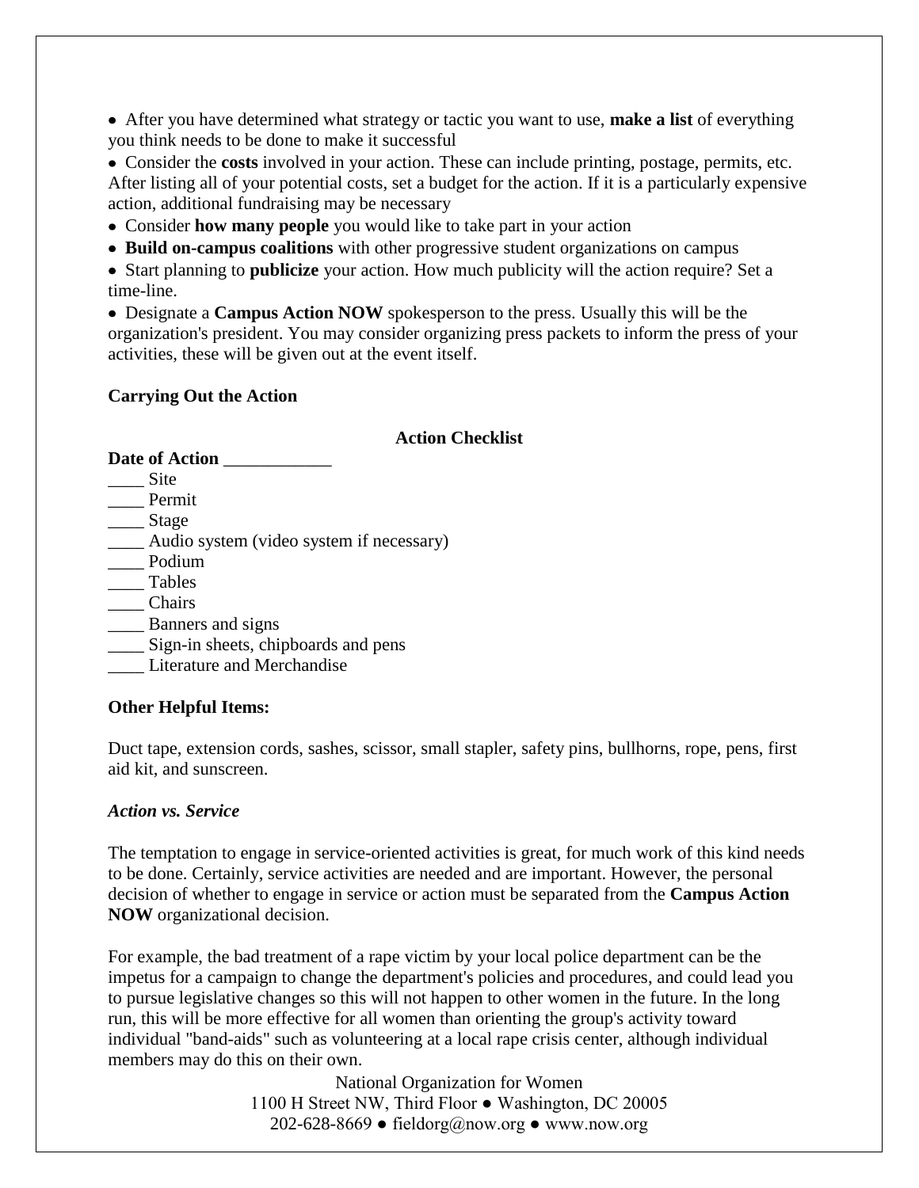- After you have determined what strategy or tactic you want to use, **make a list** of everything you think needs to be done to make it successful
- Consider the **costs** involved in your action. These can include printing, postage, permits, etc. After listing all of your potential costs, set a budget for the action. If it is a particularly expensive action, additional fundraising may be necessary
- Consider **how many people** you would like to take part in your action
- **Build on-campus coalitions** with other progressive student organizations on campus
- Start planning to **publicize** your action. How much publicity will the action require? Set a time-line.
- Designate a **Campus Action NOW** spokesperson to the press. Usually this will be the organization's president. You may consider organizing press packets to inform the press of your activities, these will be given out at the event itself.

**Carrying Out the Action**

**Action Checklist**

**Date of Action** ____________

____ Site
____ Permit
____ Stage
____ Audio system (video system if necessary)
____ Podium
____ Tables
____ Chairs
____ Banners and signs
____ Sign-in sheets, chipboards and pens
____ Literature and Merchandise

**Other Helpful Items:**

Duct tape, extension cords, sashes, scissor, small stapler, safety pins, bullhorns, rope, pens, first aid kit, and sunscreen.

***Action vs. Service***

The temptation to engage in service-oriented activities is great, for much work of this kind needs to be done. Certainly, service activities are needed and are important. However, the personal decision of whether to engage in service or action must be separated from the **Campus Action NOW** organizational decision.

For example, the bad treatment of a rape victim by your local police department can be the impetus for a campaign to change the department's policies and procedures, and could lead you to pursue legislative changes so this will not happen to other women in the future. In the long run, this will be more effective for all women than orienting the group's activity toward individual "band-aids" such as volunteering at a local rape crisis center, although individual members may do this on their own.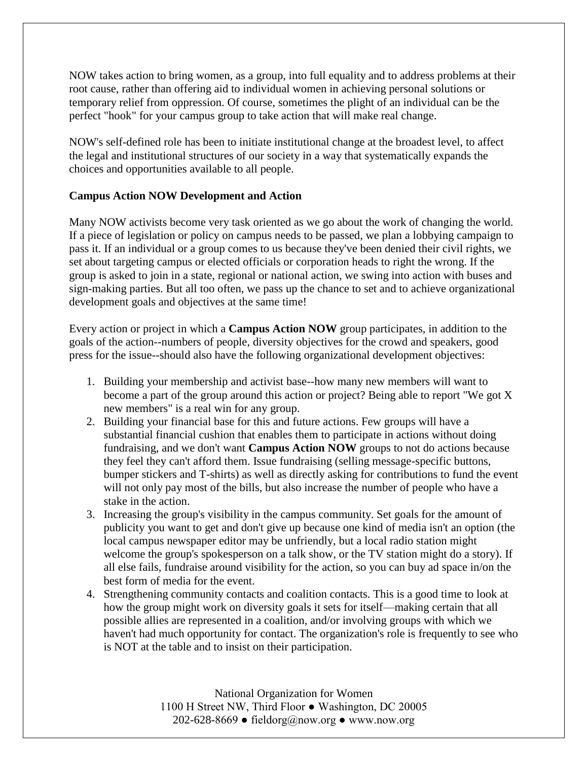NOW takes action to bring women, as a group, into full equality and to address problems at their root cause, rather than offering aid to individual women in achieving personal solutions or temporary relief from oppression. Of course, sometimes the plight of an individual can be the perfect "hook" for your campus group to take action that will make real change.

NOW's self-defined role has been to initiate institutional change at the broadest level, to affect the legal and institutional structures of our society in a way that systematically expands the choices and opportunities available to all people.

**Campus Action NOW Development and Action**

Many NOW activists become very task oriented as we go about the work of changing the world. If a piece of legislation or policy on campus needs to be passed, we plan a lobbying campaign to pass it. If an individual or a group comes to us because they've been denied their civil rights, we set about targeting campus or elected officials or corporation heads to right the wrong. If the group is asked to join in a state, regional or national action, we swing into action with buses and sign-making parties. But all too often, we pass up the chance to set and to achieve organizational development goals and objectives at the same time!

Every action or project in which a **Campus Action NOW** group participates, in addition to the goals of the action--numbers of people, diversity objectives for the crowd and speakers, good press for the issue--should also have the following organizational development objectives:

1. Building your membership and activist base--how many new members will want to become a part of the group around this action or project? Being able to report "We got X new members" is a real win for any group.
2. Building your financial base for this and future actions. Few groups will have a substantial financial cushion that enables them to participate in actions without doing fundraising, and we don't want **Campus Action NOW** groups to not do actions because they feel they can't afford them. Issue fundraising (selling message-specific buttons, bumper stickers and T-shirts) as well as directly asking for contributions to fund the event will not only pay most of the bills, but also increase the number of people who have a stake in the action.
3. Increasing the group's visibility in the campus community. Set goals for the amount of publicity you want to get and don't give up because one kind of media isn't an option (the local campus newspaper editor may be unfriendly, but a local radio station might welcome the group's spokesperson on a talk show, or the TV station might do a story). If all else fails, fundraise around visibility for the action, so you can buy ad space in/on the best form of media for the event.
4. Strengthening community contacts and coalition contacts. This is a good time to look at how the group might work on diversity goals it sets for itself—making certain that all possible allies are represented in a coalition, and/or involving groups with which we haven't had much opportunity for contact. The organization's role is frequently to see who is NOT at the table and to insist on their participation.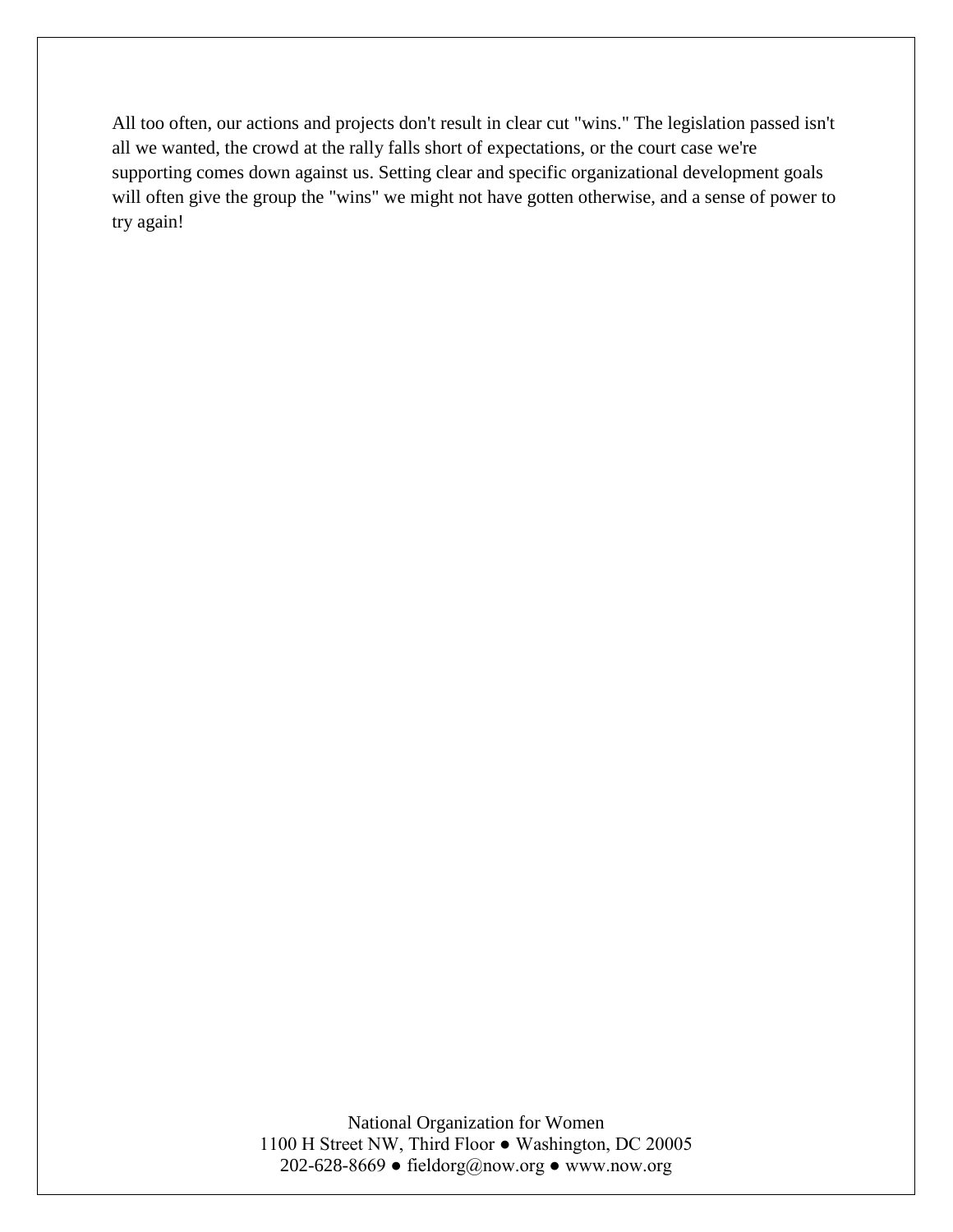All too often, our actions and projects don't result in clear cut "wins." The legislation passed isn't all we wanted, the crowd at the rally falls short of expectations, or the court case we're supporting comes down against us. Setting clear and specific organizational development goals will often give the group the "wins" we might not have gotten otherwise, and a sense of power to try again!